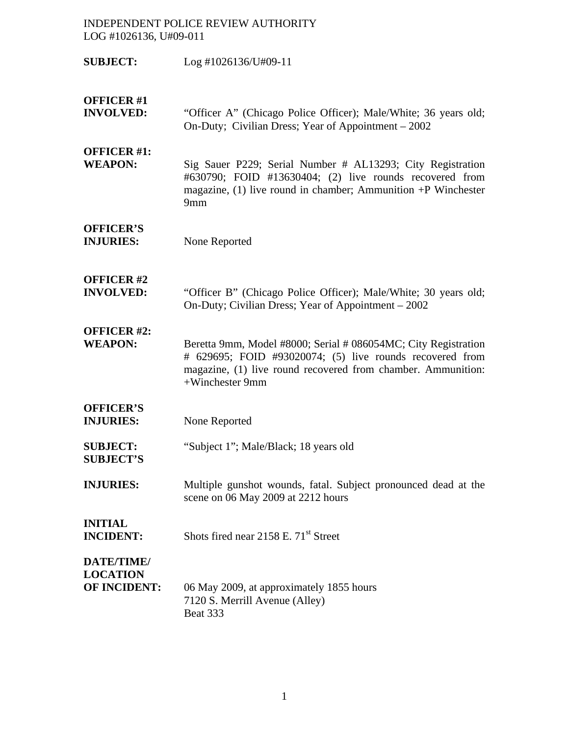INDEPENDENT POLICE REVIEW AUTHORITY
LOG #1026136, U#09-011

| | |
|---|---|
| **SUBJECT:** | Log #1026136/U#09-11 |
| **OFFICER #1 INVOLVED:** | "Officer A" (Chicago Police Officer); Male/White; 36 years old; On-Duty; Civilian Dress; Year of Appointment – 2002 |
| **OFFICER #1: WEAPON:** | Sig Sauer P229; Serial Number # AL13293; City Registration #630790; FOID #13630404; (2) live rounds recovered from magazine, (1) live round in chamber; Ammunition +P Winchester 9mm |
| **OFFICER'S INJURIES:** | None Reported |
| **OFFICER #2 INVOLVED:** | "Officer B" (Chicago Police Officer); Male/White; 30 years old; On-Duty; Civilian Dress; Year of Appointment – 2002 |
| **OFFICER #2: WEAPON:** | Beretta 9mm, Model #8000; Serial # 086054MC; City Registration # 629695; FOID #93020074; (5) live rounds recovered from magazine, (1) live round recovered from chamber. Ammunition: +Winchester 9mm |
| **OFFICER'S INJURIES:** | None Reported |
| **SUBJECT:** | "Subject 1"; Male/Black; 18 years old |
| **SUBJECT'S INJURIES:** | Multiple gunshot wounds, fatal. Subject pronounced dead at the scene on 06 May 2009 at 2212 hours |
| **INITIAL INCIDENT:** | Shots fired near 2158 E. 71st Street |
| **DATE/TIME/ LOCATION OF INCIDENT:** | 06 May 2009, at approximately 1855 hours<br>7120 S. Merrill Avenue (Alley)<br>Beat 333 |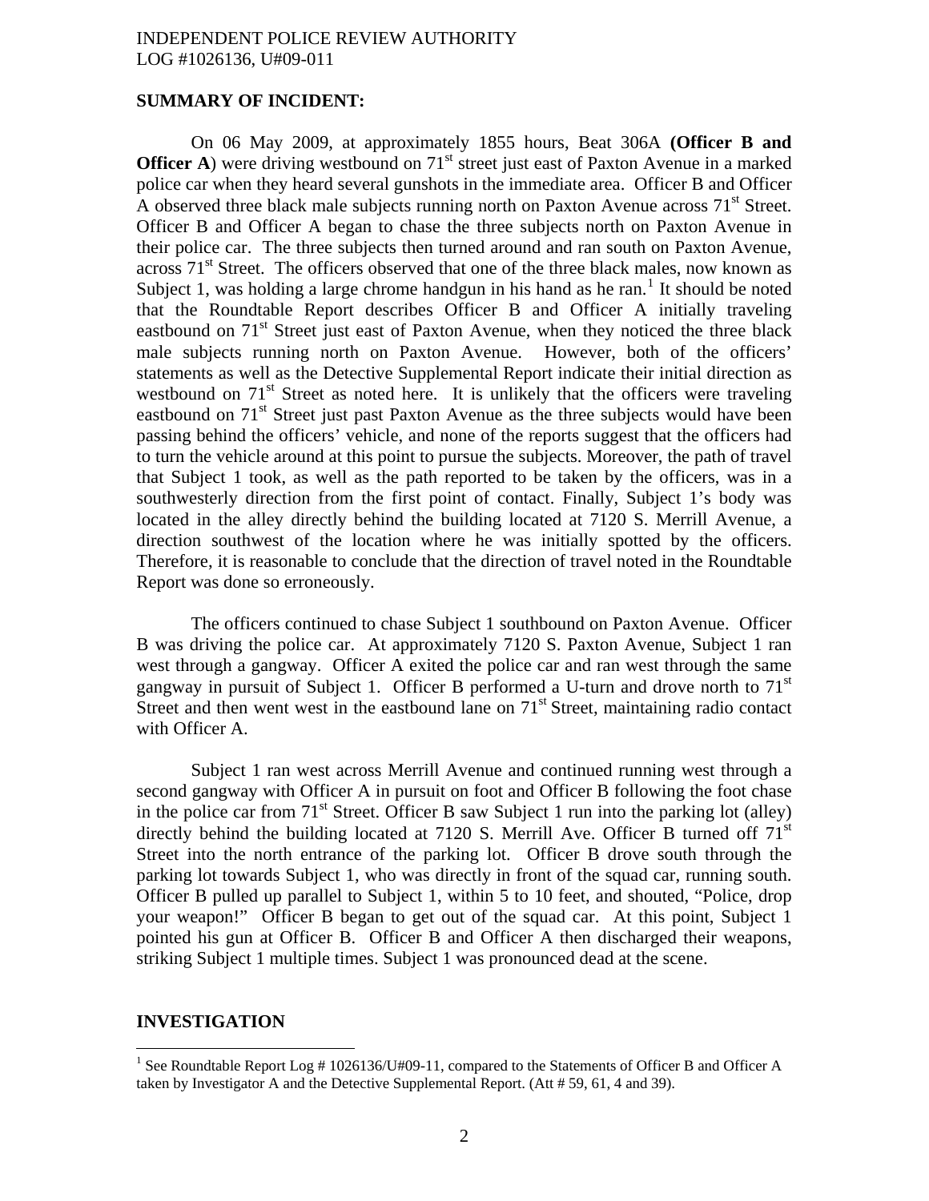## SUMMARY OF INCIDENT:

On 06 May 2009, at approximately 1855 hours, Beat 306A **(Officer B and Officer A**) were driving westbound on 71st street just east of Paxton Avenue in a marked police car when they heard several gunshots in the immediate area. Officer B and Officer A observed three black male subjects running north on Paxton Avenue across 71st Street. Officer B and Officer A began to chase the three subjects north on Paxton Avenue in their police car. The three subjects then turned around and ran south on Paxton Avenue, across 71st Street. The officers observed that one of the three black males, now known as Subject 1, was holding a large chrome handgun in his hand as he ran.[1] It should be noted that the Roundtable Report describes Officer B and Officer A initially traveling eastbound on 71st Street just east of Paxton Avenue, when they noticed the three black male subjects running north on Paxton Avenue. However, both of the officers' statements as well as the Detective Supplemental Report indicate their initial direction as westbound on 71st Street as noted here. It is unlikely that the officers were traveling eastbound on 71st Street just past Paxton Avenue as the three subjects would have been passing behind the officers' vehicle, and none of the reports suggest that the officers had to turn the vehicle around at this point to pursue the subjects. Moreover, the path of travel that Subject 1 took, as well as the path reported to be taken by the officers, was in a southwesterly direction from the first point of contact. Finally, Subject 1's body was located in the alley directly behind the building located at 7120 S. Merrill Avenue, a direction southwest of the location where he was initially spotted by the officers. Therefore, it is reasonable to conclude that the direction of travel noted in the Roundtable Report was done so erroneously.

The officers continued to chase Subject 1 southbound on Paxton Avenue. Officer B was driving the police car. At approximately 7120 S. Paxton Avenue, Subject 1 ran west through a gangway. Officer A exited the police car and ran west through the same gangway in pursuit of Subject 1. Officer B performed a U-turn and drove north to 71st Street and then went west in the eastbound lane on 71st Street, maintaining radio contact with Officer A.

Subject 1 ran west across Merrill Avenue and continued running west through a second gangway with Officer A in pursuit on foot and Officer B following the foot chase in the police car from 71st Street. Officer B saw Subject 1 run into the parking lot (alley) directly behind the building located at 7120 S. Merrill Ave. Officer B turned off 71st Street into the north entrance of the parking lot. Officer B drove south through the parking lot towards Subject 1, who was directly in front of the squad car, running south. Officer B pulled up parallel to Subject 1, within 5 to 10 feet, and shouted, "Police, drop your weapon!" Officer B began to get out of the squad car. At this point, Subject 1 pointed his gun at Officer B. Officer B and Officer A then discharged their weapons, striking Subject 1 multiple times. Subject 1 was pronounced dead at the scene.

## INVESTIGATION

[1] See Roundtable Report Log # 1026136/U#09-11, compared to the Statements of Officer B and Officer A taken by Investigator A and the Detective Supplemental Report. (Att # 59, 61, 4 and 39).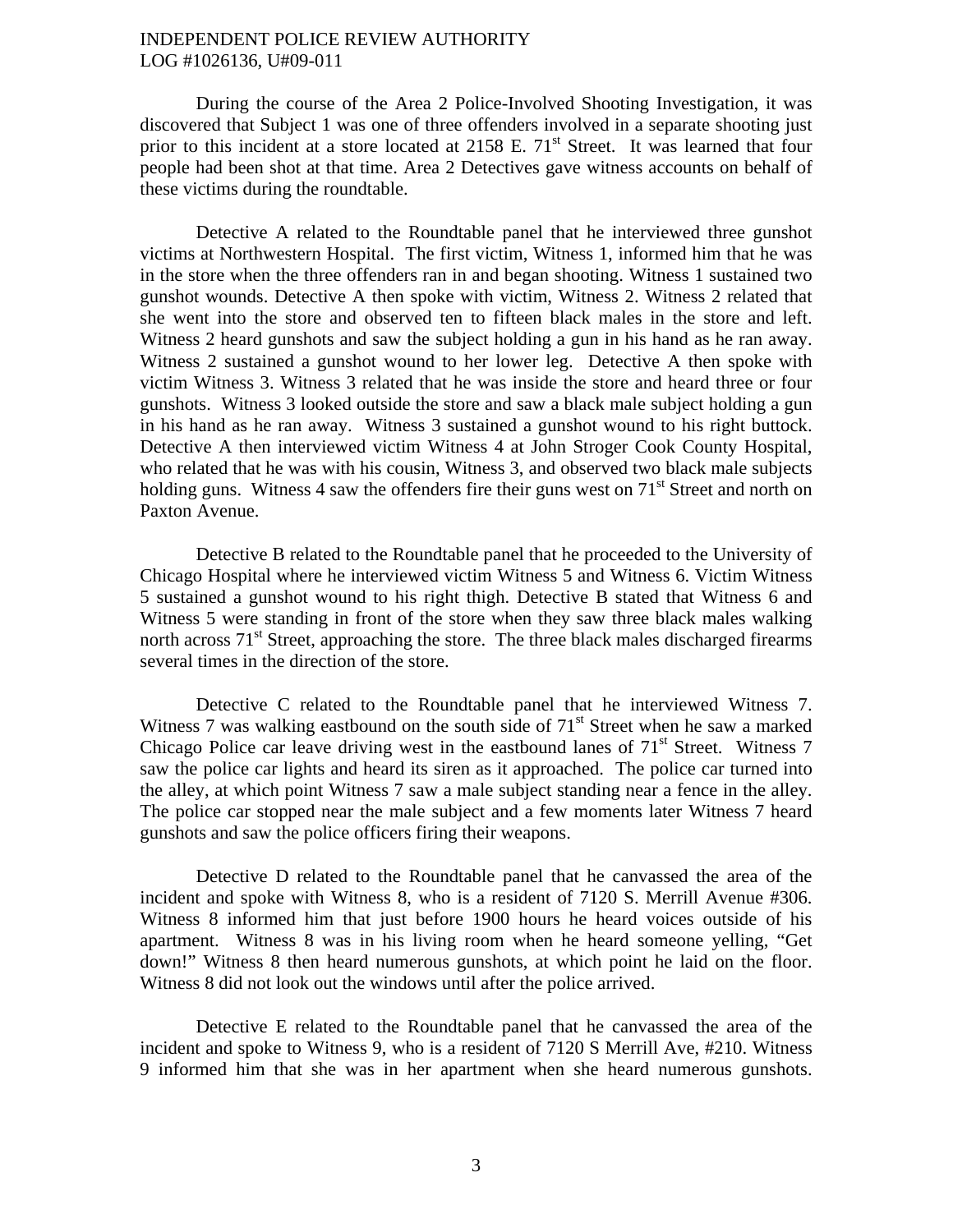During the course of the Area 2 Police-Involved Shooting Investigation, it was discovered that Subject 1 was one of three offenders involved in a separate shooting just prior to this incident at a store located at 2158 E. 71st Street. It was learned that four people had been shot at that time. Area 2 Detectives gave witness accounts on behalf of these victims during the roundtable.

Detective A related to the Roundtable panel that he interviewed three gunshot victims at Northwestern Hospital. The first victim, Witness 1, informed him that he was in the store when the three offenders ran in and began shooting. Witness 1 sustained two gunshot wounds. Detective A then spoke with victim, Witness 2. Witness 2 related that she went into the store and observed ten to fifteen black males in the store and left. Witness 2 heard gunshots and saw the subject holding a gun in his hand as he ran away. Witness 2 sustained a gunshot wound to her lower leg. Detective A then spoke with victim Witness 3. Witness 3 related that he was inside the store and heard three or four gunshots. Witness 3 looked outside the store and saw a black male subject holding a gun in his hand as he ran away. Witness 3 sustained a gunshot wound to his right buttock. Detective A then interviewed victim Witness 4 at John Stroger Cook County Hospital, who related that he was with his cousin, Witness 3, and observed two black male subjects holding guns. Witness 4 saw the offenders fire their guns west on 71st Street and north on Paxton Avenue.

Detective B related to the Roundtable panel that he proceeded to the University of Chicago Hospital where he interviewed victim Witness 5 and Witness 6. Victim Witness 5 sustained a gunshot wound to his right thigh. Detective B stated that Witness 6 and Witness 5 were standing in front of the store when they saw three black males walking north across 71st Street, approaching the store. The three black males discharged firearms several times in the direction of the store.

Detective C related to the Roundtable panel that he interviewed Witness 7. Witness 7 was walking eastbound on the south side of 71st Street when he saw a marked Chicago Police car leave driving west in the eastbound lanes of 71st Street. Witness 7 saw the police car lights and heard its siren as it approached. The police car turned into the alley, at which point Witness 7 saw a male subject standing near a fence in the alley. The police car stopped near the male subject and a few moments later Witness 7 heard gunshots and saw the police officers firing their weapons.

Detective D related to the Roundtable panel that he canvassed the area of the incident and spoke with Witness 8, who is a resident of 7120 S. Merrill Avenue #306. Witness 8 informed him that just before 1900 hours he heard voices outside of his apartment. Witness 8 was in his living room when he heard someone yelling, "Get down!" Witness 8 then heard numerous gunshots, at which point he laid on the floor. Witness 8 did not look out the windows until after the police arrived.

Detective E related to the Roundtable panel that he canvassed the area of the incident and spoke to Witness 9, who is a resident of 7120 S Merrill Ave, #210. Witness 9 informed him that she was in her apartment when she heard numerous gunshots.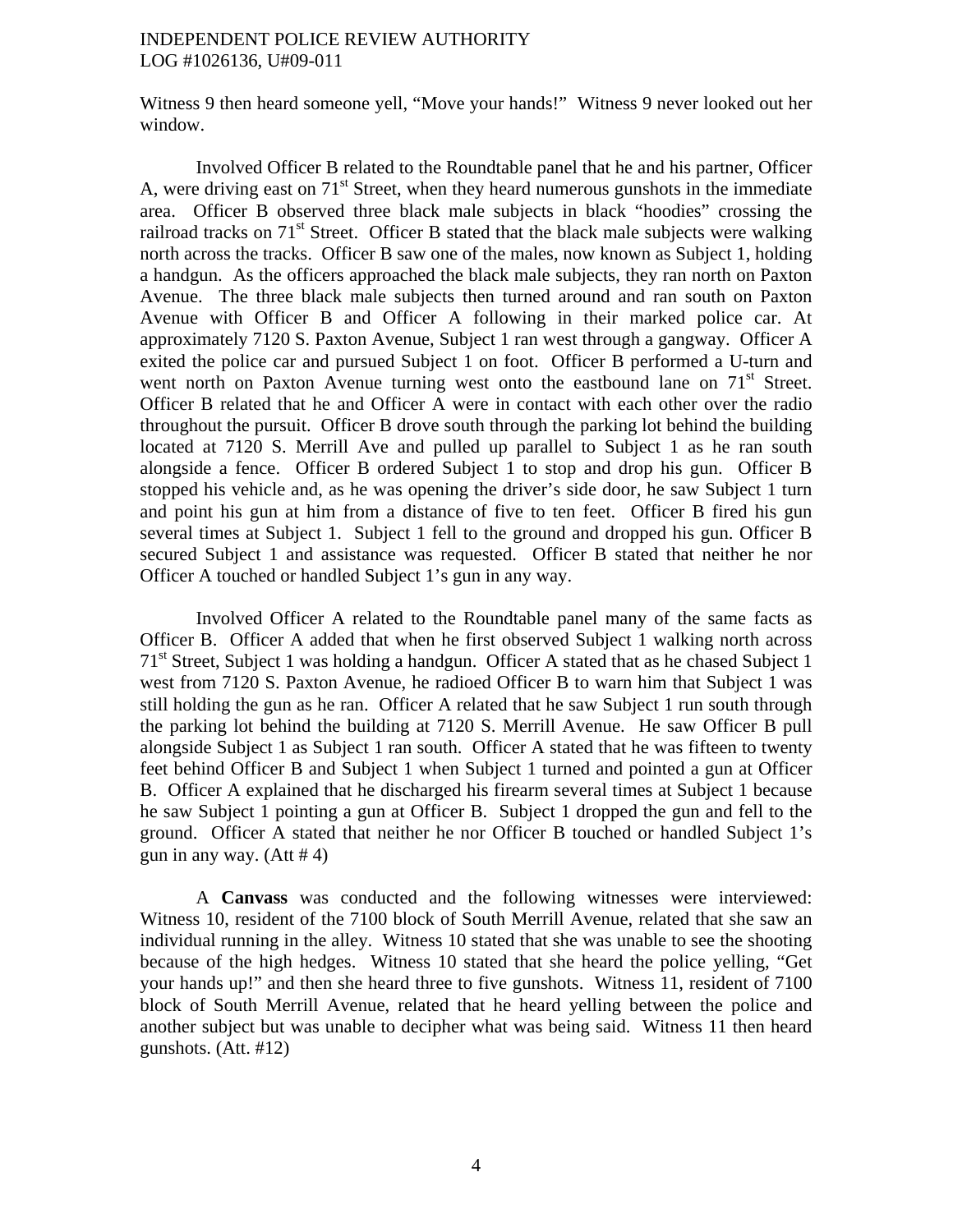Witness 9 then heard someone yell, "Move your hands!" Witness 9 never looked out her window.

Involved Officer B related to the Roundtable panel that he and his partner, Officer A, were driving east on 71st Street, when they heard numerous gunshots in the immediate area. Officer B observed three black male subjects in black "hoodies" crossing the railroad tracks on 71st Street. Officer B stated that the black male subjects were walking north across the tracks. Officer B saw one of the males, now known as Subject 1, holding a handgun. As the officers approached the black male subjects, they ran north on Paxton Avenue. The three black male subjects then turned around and ran south on Paxton Avenue with Officer B and Officer A following in their marked police car. At approximately 7120 S. Paxton Avenue, Subject 1 ran west through a gangway. Officer A exited the police car and pursued Subject 1 on foot. Officer B performed a U-turn and went north on Paxton Avenue turning west onto the eastbound lane on 71st Street. Officer B related that he and Officer A were in contact with each other over the radio throughout the pursuit. Officer B drove south through the parking lot behind the building located at 7120 S. Merrill Ave and pulled up parallel to Subject 1 as he ran south alongside a fence. Officer B ordered Subject 1 to stop and drop his gun. Officer B stopped his vehicle and, as he was opening the driver's side door, he saw Subject 1 turn and point his gun at him from a distance of five to ten feet. Officer B fired his gun several times at Subject 1. Subject 1 fell to the ground and dropped his gun. Officer B secured Subject 1 and assistance was requested. Officer B stated that neither he nor Officer A touched or handled Subject 1's gun in any way.

Involved Officer A related to the Roundtable panel many of the same facts as Officer B. Officer A added that when he first observed Subject 1 walking north across 71st Street, Subject 1 was holding a handgun. Officer A stated that as he chased Subject 1 west from 7120 S. Paxton Avenue, he radioed Officer B to warn him that Subject 1 was still holding the gun as he ran. Officer A related that he saw Subject 1 run south through the parking lot behind the building at 7120 S. Merrill Avenue. He saw Officer B pull alongside Subject 1 as Subject 1 ran south. Officer A stated that he was fifteen to twenty feet behind Officer B and Subject 1 when Subject 1 turned and pointed a gun at Officer B. Officer A explained that he discharged his firearm several times at Subject 1 because he saw Subject 1 pointing a gun at Officer B. Subject 1 dropped the gun and fell to the ground. Officer A stated that neither he nor Officer B touched or handled Subject 1's gun in any way. (Att # 4)

A **Canvass** was conducted and the following witnesses were interviewed: Witness 10, resident of the 7100 block of South Merrill Avenue, related that she saw an individual running in the alley. Witness 10 stated that she was unable to see the shooting because of the high hedges. Witness 10 stated that she heard the police yelling, "Get your hands up!" and then she heard three to five gunshots. Witness 11, resident of 7100 block of South Merrill Avenue, related that he heard yelling between the police and another subject but was unable to decipher what was being said. Witness 11 then heard gunshots. (Att. #12)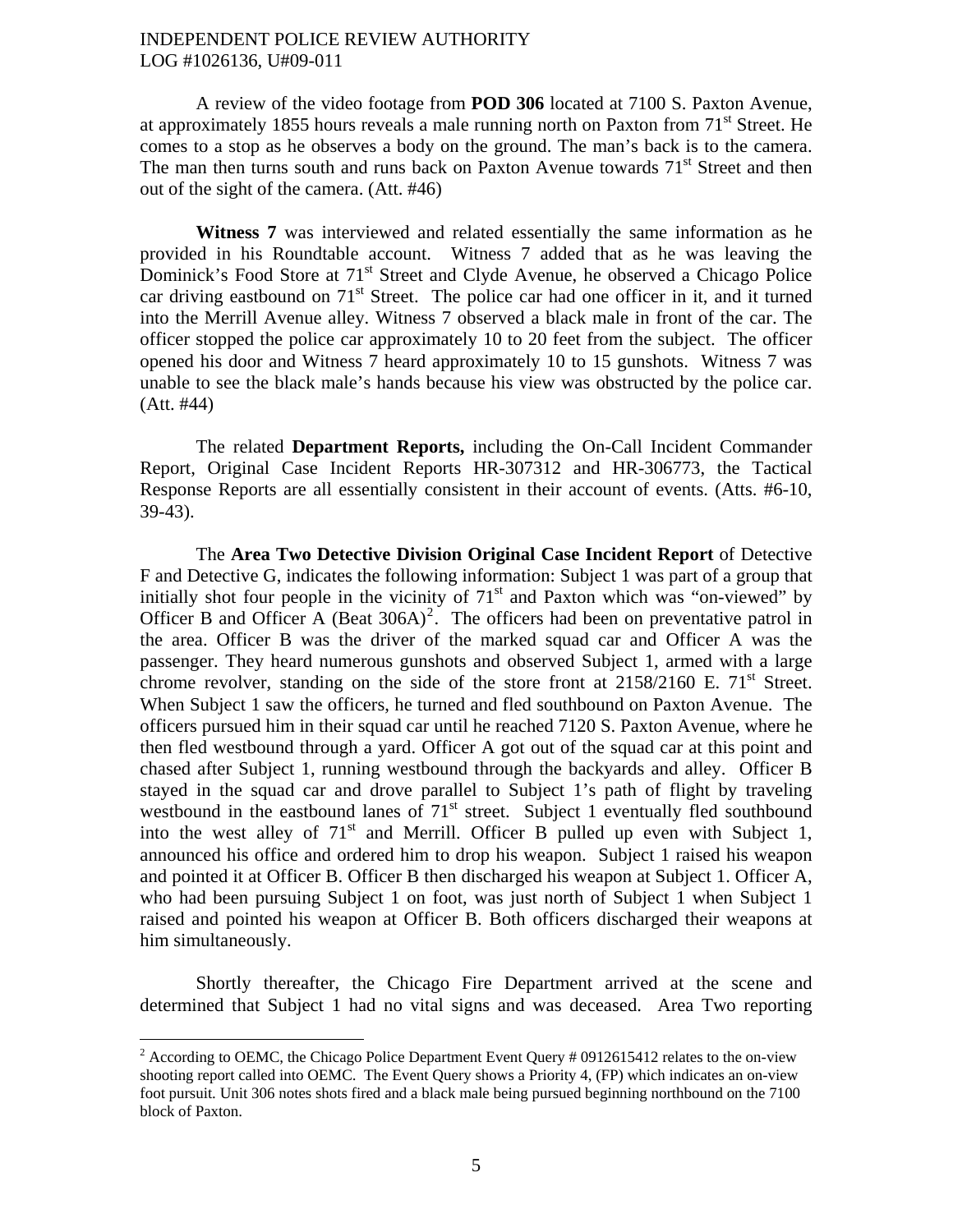A review of the video footage from **POD 306** located at 7100 S. Paxton Avenue, at approximately 1855 hours reveals a male running north on Paxton from 71st Street. He comes to a stop as he observes a body on the ground. The man's back is to the camera. The man then turns south and runs back on Paxton Avenue towards 71st Street and then out of the sight of the camera. (Att. #46)

**Witness 7** was interviewed and related essentially the same information as he provided in his Roundtable account. Witness 7 added that as he was leaving the Dominick's Food Store at 71st Street and Clyde Avenue, he observed a Chicago Police car driving eastbound on 71st Street. The police car had one officer in it, and it turned into the Merrill Avenue alley. Witness 7 observed a black male in front of the car. The officer stopped the police car approximately 10 to 20 feet from the subject. The officer opened his door and Witness 7 heard approximately 10 to 15 gunshots. Witness 7 was unable to see the black male's hands because his view was obstructed by the police car. (Att. #44)

The related **Department Reports,** including the On-Call Incident Commander Report, Original Case Incident Reports HR-307312 and HR-306773, the Tactical Response Reports are all essentially consistent in their account of events. (Atts. #6-10, 39-43).

The **Area Two Detective Division Original Case Incident Report** of Detective F and Detective G, indicates the following information: Subject 1 was part of a group that initially shot four people in the vicinity of 71st and Paxton which was "on-viewed" by Officer B and Officer A (Beat 306A)[2]. The officers had been on preventative patrol in the area. Officer B was the driver of the marked squad car and Officer A was the passenger. They heard numerous gunshots and observed Subject 1, armed with a large chrome revolver, standing on the side of the store front at 2158/2160 E. 71st Street. When Subject 1 saw the officers, he turned and fled southbound on Paxton Avenue. The officers pursued him in their squad car until he reached 7120 S. Paxton Avenue, where he then fled westbound through a yard. Officer A got out of the squad car at this point and chased after Subject 1, running westbound through the backyards and alley. Officer B stayed in the squad car and drove parallel to Subject 1's path of flight by traveling westbound in the eastbound lanes of 71st street. Subject 1 eventually fled southbound into the west alley of 71st and Merrill. Officer B pulled up even with Subject 1, announced his office and ordered him to drop his weapon. Subject 1 raised his weapon and pointed it at Officer B. Officer B then discharged his weapon at Subject 1. Officer A, who had been pursuing Subject 1 on foot, was just north of Subject 1 when Subject 1 raised and pointed his weapon at Officer B. Both officers discharged their weapons at him simultaneously.

Shortly thereafter, the Chicago Fire Department arrived at the scene and determined that Subject 1 had no vital signs and was deceased. Area Two reporting

[2] According to OEMC, the Chicago Police Department Event Query # 0912615412 relates to the on-view shooting report called into OEMC. The Event Query shows a Priority 4, (FP) which indicates an on-view foot pursuit. Unit 306 notes shots fired and a black male being pursued beginning northbound on the 7100 block of Paxton.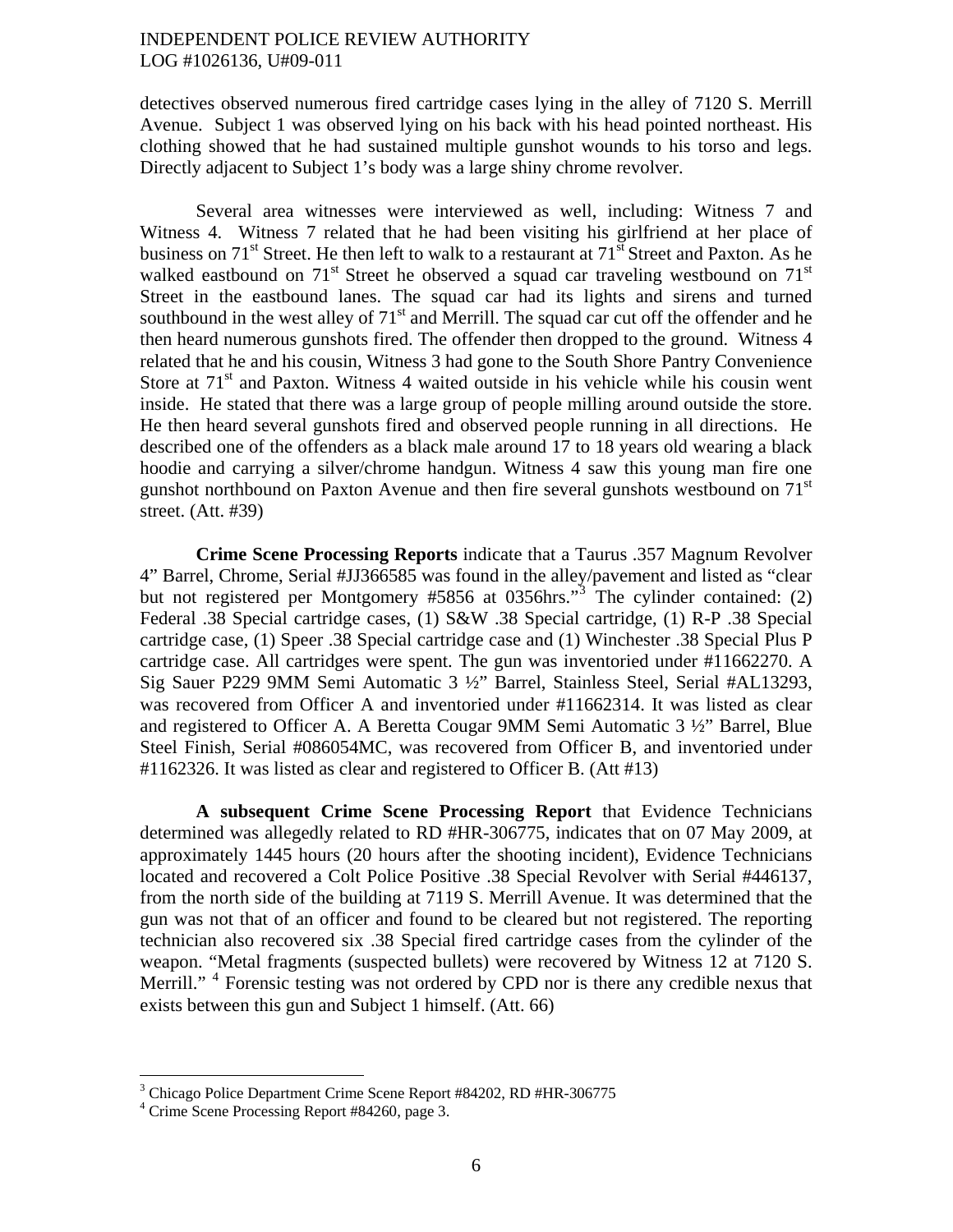detectives observed numerous fired cartridge cases lying in the alley of 7120 S. Merrill Avenue. Subject 1 was observed lying on his back with his head pointed northeast. His clothing showed that he had sustained multiple gunshot wounds to his torso and legs. Directly adjacent to Subject 1's body was a large shiny chrome revolver.

Several area witnesses were interviewed as well, including: Witness 7 and Witness 4. Witness 7 related that he had been visiting his girlfriend at her place of business on 71st Street. He then left to walk to a restaurant at 71st Street and Paxton. As he walked eastbound on 71st Street he observed a squad car traveling westbound on 71st Street in the eastbound lanes. The squad car had its lights and sirens and turned southbound in the west alley of 71st and Merrill. The squad car cut off the offender and he then heard numerous gunshots fired. The offender then dropped to the ground. Witness 4 related that he and his cousin, Witness 3 had gone to the South Shore Pantry Convenience Store at 71st and Paxton. Witness 4 waited outside in his vehicle while his cousin went inside. He stated that there was a large group of people milling around outside the store. He then heard several gunshots fired and observed people running in all directions. He described one of the offenders as a black male around 17 to 18 years old wearing a black hoodie and carrying a silver/chrome handgun. Witness 4 saw this young man fire one gunshot northbound on Paxton Avenue and then fire several gunshots westbound on 71st street. (Att. #39)

**Crime Scene Processing Reports** indicate that a Taurus .357 Magnum Revolver 4" Barrel, Chrome, Serial #JJ366585 was found in the alley/pavement and listed as "clear but not registered per Montgomery #5856 at 0356hrs."[3] The cylinder contained: (2) Federal .38 Special cartridge cases, (1) S&W .38 Special cartridge, (1) R-P .38 Special cartridge case, (1) Speer .38 Special cartridge case and (1) Winchester .38 Special Plus P cartridge case. All cartridges were spent. The gun was inventoried under #11662270. A Sig Sauer P229 9MM Semi Automatic 3 ½" Barrel, Stainless Steel, Serial #AL13293, was recovered from Officer A and inventoried under #11662314. It was listed as clear and registered to Officer A. A Beretta Cougar 9MM Semi Automatic 3 ½" Barrel, Blue Steel Finish, Serial #086054MC, was recovered from Officer B, and inventoried under #1162326. It was listed as clear and registered to Officer B. (Att #13)

**A subsequent Crime Scene Processing Report** that Evidence Technicians determined was allegedly related to RD #HR-306775, indicates that on 07 May 2009, at approximately 1445 hours (20 hours after the shooting incident), Evidence Technicians located and recovered a Colt Police Positive .38 Special Revolver with Serial #446137, from the north side of the building at 7119 S. Merrill Avenue. It was determined that the gun was not that of an officer and found to be cleared but not registered. The reporting technician also recovered six .38 Special fired cartridge cases from the cylinder of the weapon. "Metal fragments (suspected bullets) were recovered by Witness 12 at 7120 S. Merrill." [4] Forensic testing was not ordered by CPD nor is there any credible nexus that exists between this gun and Subject 1 himself. (Att. 66)

---

[3] Chicago Police Department Crime Scene Report #84202, RD #HR-306775

[4] Crime Scene Processing Report #84260, page 3.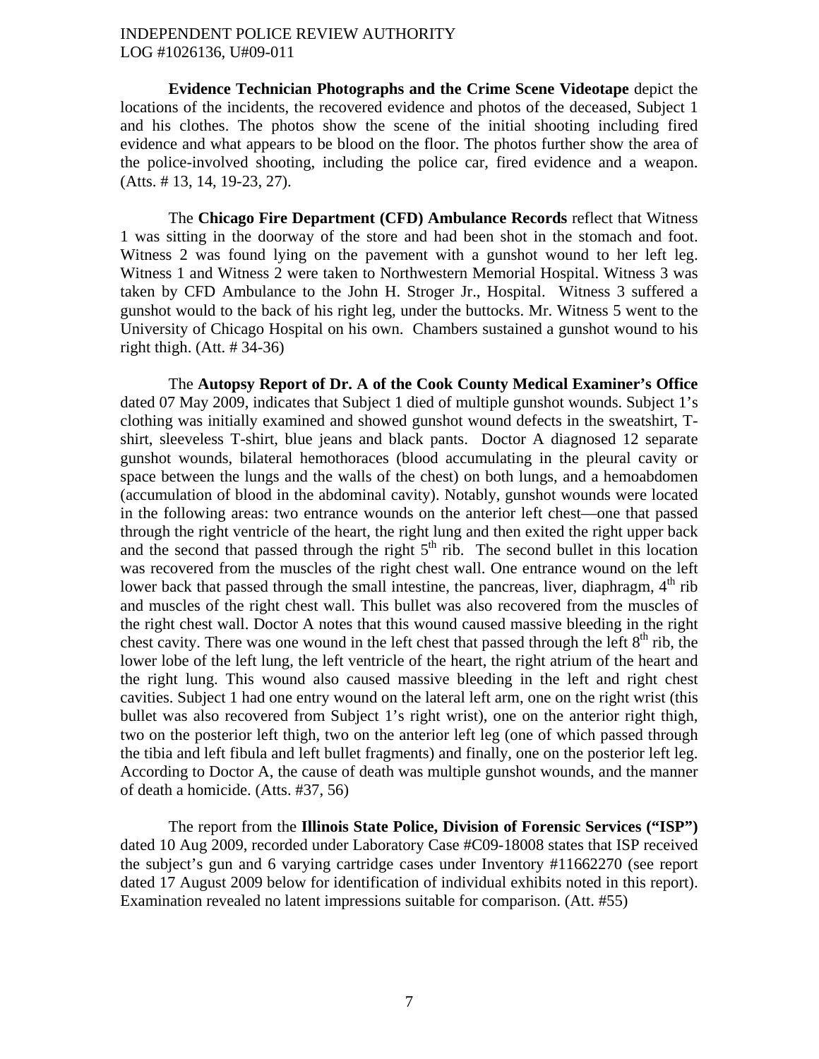**Evidence Technician Photographs and the Crime Scene Videotape** depict the locations of the incidents, the recovered evidence and photos of the deceased, Subject 1 and his clothes. The photos show the scene of the initial shooting including fired evidence and what appears to be blood on the floor. The photos further show the area of the police-involved shooting, including the police car, fired evidence and a weapon. (Atts. # 13, 14, 19-23, 27).

The **Chicago Fire Department (CFD) Ambulance Records** reflect that Witness 1 was sitting in the doorway of the store and had been shot in the stomach and foot. Witness 2 was found lying on the pavement with a gunshot wound to her left leg. Witness 1 and Witness 2 were taken to Northwestern Memorial Hospital. Witness 3 was taken by CFD Ambulance to the John H. Stroger Jr., Hospital. Witness 3 suffered a gunshot would to the back of his right leg, under the buttocks. Mr. Witness 5 went to the University of Chicago Hospital on his own. Chambers sustained a gunshot wound to his right thigh. (Att. # 34-36)

The **Autopsy Report of Dr. A of the Cook County Medical Examiner's Office** dated 07 May 2009, indicates that Subject 1 died of multiple gunshot wounds. Subject 1's clothing was initially examined and showed gunshot wound defects in the sweatshirt, T-shirt, sleeveless T-shirt, blue jeans and black pants. Doctor A diagnosed 12 separate gunshot wounds, bilateral hemothoraces (blood accumulating in the pleural cavity or space between the lungs and the walls of the chest) on both lungs, and a hemoabdomen (accumulation of blood in the abdominal cavity). Notably, gunshot wounds were located in the following areas: two entrance wounds on the anterior left chest—one that passed through the right ventricle of the heart, the right lung and then exited the right upper back and the second that passed through the right 5th rib. The second bullet in this location was recovered from the muscles of the right chest wall. One entrance wound on the left lower back that passed through the small intestine, the pancreas, liver, diaphragm, 4th rib and muscles of the right chest wall. This bullet was also recovered from the muscles of the right chest wall. Doctor A notes that this wound caused massive bleeding in the right chest cavity. There was one wound in the left chest that passed through the left 8th rib, the lower lobe of the left lung, the left ventricle of the heart, the right atrium of the heart and the right lung. This wound also caused massive bleeding in the left and right chest cavities. Subject 1 had one entry wound on the lateral left arm, one on the right wrist (this bullet was also recovered from Subject 1's right wrist), one on the anterior right thigh, two on the posterior left thigh, two on the anterior left leg (one of which passed through the tibia and left fibula and left bullet fragments) and finally, one on the posterior left leg. According to Doctor A, the cause of death was multiple gunshot wounds, and the manner of death a homicide. (Atts. #37, 56)

The report from the **Illinois State Police, Division of Forensic Services ("ISP")** dated 10 Aug 2009, recorded under Laboratory Case #C09-18008 states that ISP received the subject's gun and 6 varying cartridge cases under Inventory #11662270 (see report dated 17 August 2009 below for identification of individual exhibits noted in this report). Examination revealed no latent impressions suitable for comparison. (Att. #55)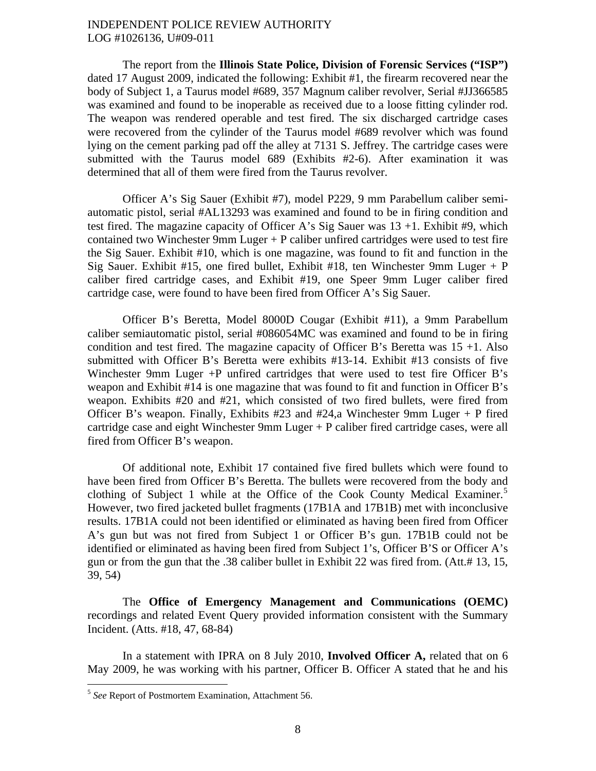The report from the **Illinois State Police, Division of Forensic Services ("ISP")** dated 17 August 2009, indicated the following: Exhibit #1, the firearm recovered near the body of Subject 1, a Taurus model #689, 357 Magnum caliber revolver, Serial #JJ366585 was examined and found to be inoperable as received due to a loose fitting cylinder rod. The weapon was rendered operable and test fired. The six discharged cartridge cases were recovered from the cylinder of the Taurus model #689 revolver which was found lying on the cement parking pad off the alley at 7131 S. Jeffrey. The cartridge cases were submitted with the Taurus model 689 (Exhibits #2-6). After examination it was determined that all of them were fired from the Taurus revolver.

Officer A's Sig Sauer (Exhibit #7), model P229, 9 mm Parabellum caliber semi-automatic pistol, serial #AL13293 was examined and found to be in firing condition and test fired. The magazine capacity of Officer A's Sig Sauer was 13 +1. Exhibit #9, which contained two Winchester 9mm Luger + P caliber unfired cartridges were used to test fire the Sig Sauer. Exhibit #10, which is one magazine, was found to fit and function in the Sig Sauer. Exhibit #15, one fired bullet, Exhibit #18, ten Winchester 9mm Luger + P caliber fired cartridge cases, and Exhibit #19, one Speer 9mm Luger caliber fired cartridge case, were found to have been fired from Officer A's Sig Sauer.

Officer B's Beretta, Model 8000D Cougar (Exhibit #11), a 9mm Parabellum caliber semiautomatic pistol, serial #086054MC was examined and found to be in firing condition and test fired. The magazine capacity of Officer B's Beretta was 15 +1. Also submitted with Officer B's Beretta were exhibits #13-14. Exhibit #13 consists of five Winchester 9mm Luger +P unfired cartridges that were used to test fire Officer B's weapon and Exhibit #14 is one magazine that was found to fit and function in Officer B's weapon. Exhibits #20 and #21, which consisted of two fired bullets, were fired from Officer B's weapon. Finally, Exhibits #23 and #24,a Winchester 9mm Luger + P fired cartridge case and eight Winchester 9mm Luger + P caliber fired cartridge cases, were all fired from Officer B's weapon.

Of additional note, Exhibit 17 contained five fired bullets which were found to have been fired from Officer B's Beretta. The bullets were recovered from the body and clothing of Subject 1 while at the Office of the Cook County Medical Examiner.[5] However, two fired jacketed bullet fragments (17B1A and 17B1B) met with inconclusive results. 17B1A could not been identified or eliminated as having been fired from Officer A's gun but was not fired from Subject 1 or Officer B's gun. 17B1B could not be identified or eliminated as having been fired from Subject 1's, Officer B'S or Officer A's gun or from the gun that the .38 caliber bullet in Exhibit 22 was fired from. (Att.# 13, 15, 39, 54)

The **Office of Emergency Management and Communications (OEMC)** recordings and related Event Query provided information consistent with the Summary Incident. (Atts. #18, 47, 68-84)

In a statement with IPRA on 8 July 2010, **Involved Officer A,** related that on 6 May 2009, he was working with his partner, Officer B. Officer A stated that he and his

---

[5] *See* Report of Postmortem Examination, Attachment 56.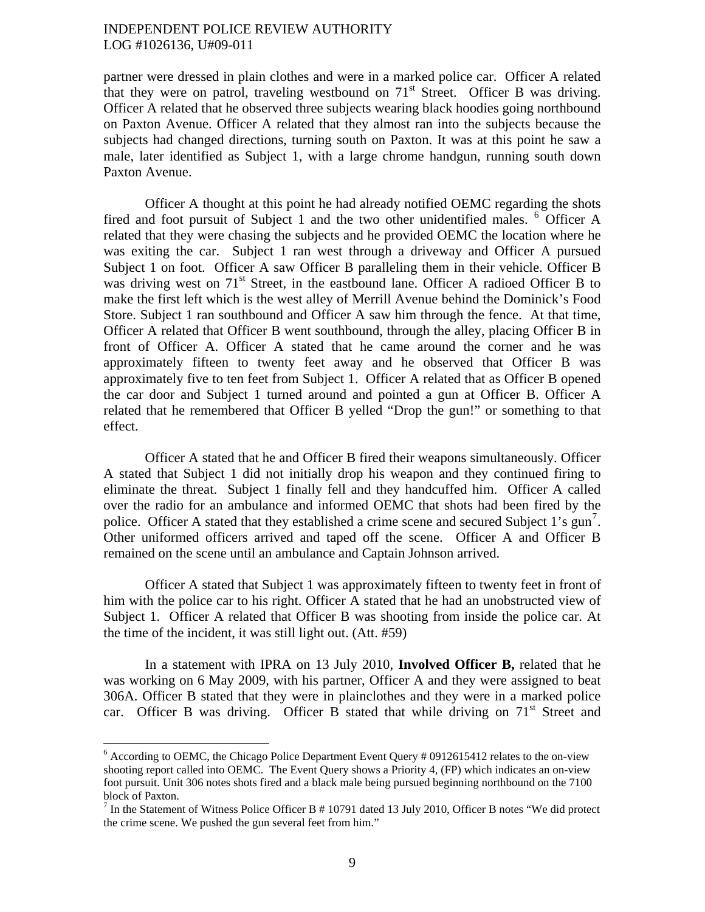partner were dressed in plain clothes and were in a marked police car. Officer A related that they were on patrol, traveling westbound on 71st Street. Officer B was driving. Officer A related that he observed three subjects wearing black hoodies going northbound on Paxton Avenue. Officer A related that they almost ran into the subjects because the subjects had changed directions, turning south on Paxton. It was at this point he saw a male, later identified as Subject 1, with a large chrome handgun, running south down Paxton Avenue.

Officer A thought at this point he had already notified OEMC regarding the shots fired and foot pursuit of Subject 1 and the two other unidentified males. [6] Officer A related that they were chasing the subjects and he provided OEMC the location where he was exiting the car. Subject 1 ran west through a driveway and Officer A pursued Subject 1 on foot. Officer A saw Officer B paralleling them in their vehicle. Officer B was driving west on 71st Street, in the eastbound lane. Officer A radioed Officer B to make the first left which is the west alley of Merrill Avenue behind the Dominick's Food Store. Subject 1 ran southbound and Officer A saw him through the fence. At that time, Officer A related that Officer B went southbound, through the alley, placing Officer B in front of Officer A. Officer A stated that he came around the corner and he was approximately fifteen to twenty feet away and he observed that Officer B was approximately five to ten feet from Subject 1. Officer A related that as Officer B opened the car door and Subject 1 turned around and pointed a gun at Officer B. Officer A related that he remembered that Officer B yelled "Drop the gun!" or something to that effect.

Officer A stated that he and Officer B fired their weapons simultaneously. Officer A stated that Subject 1 did not initially drop his weapon and they continued firing to eliminate the threat. Subject 1 finally fell and they handcuffed him. Officer A called over the radio for an ambulance and informed OEMC that shots had been fired by the police. Officer A stated that they established a crime scene and secured Subject 1's gun[7]. Other uniformed officers arrived and taped off the scene. Officer A and Officer B remained on the scene until an ambulance and Captain Johnson arrived.

Officer A stated that Subject 1 was approximately fifteen to twenty feet in front of him with the police car to his right. Officer A stated that he had an unobstructed view of Subject 1. Officer A related that Officer B was shooting from inside the police car. At the time of the incident, it was still light out. (Att. #59)

In a statement with IPRA on 13 July 2010, **Involved Officer B,** related that he was working on 6 May 2009, with his partner, Officer A and they were assigned to beat 306A. Officer B stated that they were in plainclothes and they were in a marked police car. Officer B was driving. Officer B stated that while driving on 71st Street and

---

[6] According to OEMC, the Chicago Police Department Event Query # 0912615412 relates to the on-view shooting report called into OEMC. The Event Query shows a Priority 4, (FP) which indicates an on-view foot pursuit. Unit 306 notes shots fired and a black male being pursued beginning northbound on the 7100 block of Paxton.

[7] In the Statement of Witness Police Officer B # 10791 dated 13 July 2010, Officer B notes "We did protect the crime scene. We pushed the gun several feet from him."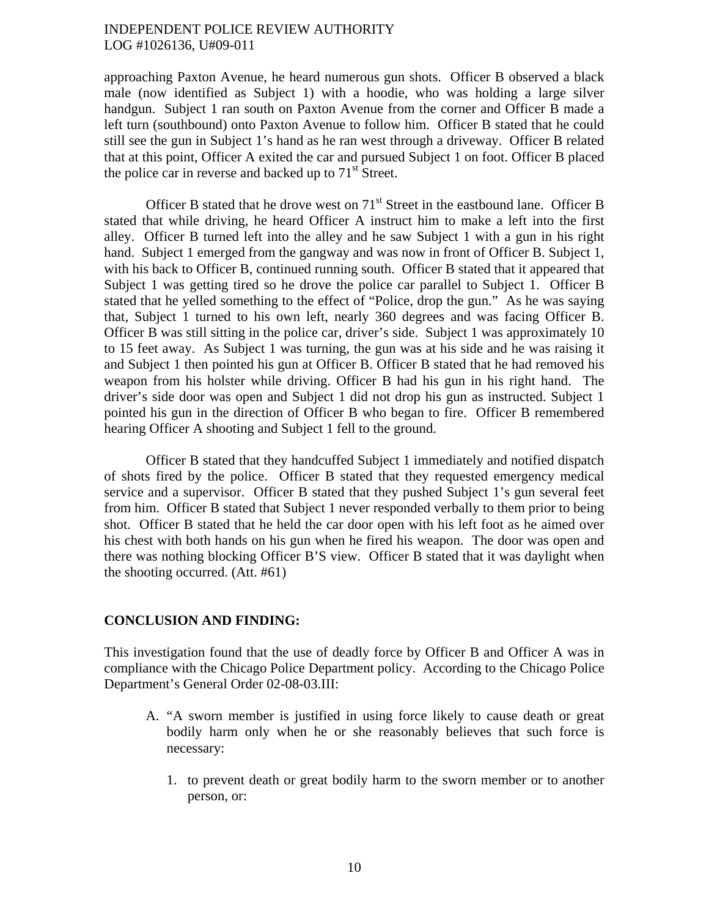approaching Paxton Avenue, he heard numerous gun shots. Officer B observed a black male (now identified as Subject 1) with a hoodie, who was holding a large silver handgun. Subject 1 ran south on Paxton Avenue from the corner and Officer B made a left turn (southbound) onto Paxton Avenue to follow him. Officer B stated that he could still see the gun in Subject 1's hand as he ran west through a driveway. Officer B related that at this point, Officer A exited the car and pursued Subject 1 on foot. Officer B placed the police car in reverse and backed up to 71st Street.

Officer B stated that he drove west on 71st Street in the eastbound lane. Officer B stated that while driving, he heard Officer A instruct him to make a left into the first alley. Officer B turned left into the alley and he saw Subject 1 with a gun in his right hand. Subject 1 emerged from the gangway and was now in front of Officer B. Subject 1, with his back to Officer B, continued running south. Officer B stated that it appeared that Subject 1 was getting tired so he drove the police car parallel to Subject 1. Officer B stated that he yelled something to the effect of "Police, drop the gun." As he was saying that, Subject 1 turned to his own left, nearly 360 degrees and was facing Officer B. Officer B was still sitting in the police car, driver's side. Subject 1 was approximately 10 to 15 feet away. As Subject 1 was turning, the gun was at his side and he was raising it and Subject 1 then pointed his gun at Officer B. Officer B stated that he had removed his weapon from his holster while driving. Officer B had his gun in his right hand. The driver's side door was open and Subject 1 did not drop his gun as instructed. Subject 1 pointed his gun in the direction of Officer B who began to fire. Officer B remembered hearing Officer A shooting and Subject 1 fell to the ground.

Officer B stated that they handcuffed Subject 1 immediately and notified dispatch of shots fired by the police. Officer B stated that they requested emergency medical service and a supervisor. Officer B stated that they pushed Subject 1's gun several feet from him. Officer B stated that Subject 1 never responded verbally to them prior to being shot. Officer B stated that he held the car door open with his left foot as he aimed over his chest with both hands on his gun when he fired his weapon. The door was open and there was nothing blocking Officer B'S view. Officer B stated that it was daylight when the shooting occurred. (Att. #61)

**CONCLUSION AND FINDING:**

This investigation found that the use of deadly force by Officer B and Officer A was in compliance with the Chicago Police Department policy. According to the Chicago Police Department's General Order 02-08-03.III:

A. "A sworn member is justified in using force likely to cause death or great bodily harm only when he or she reasonably believes that such force is necessary:

   1. to prevent death or great bodily harm to the sworn member or to another person, or: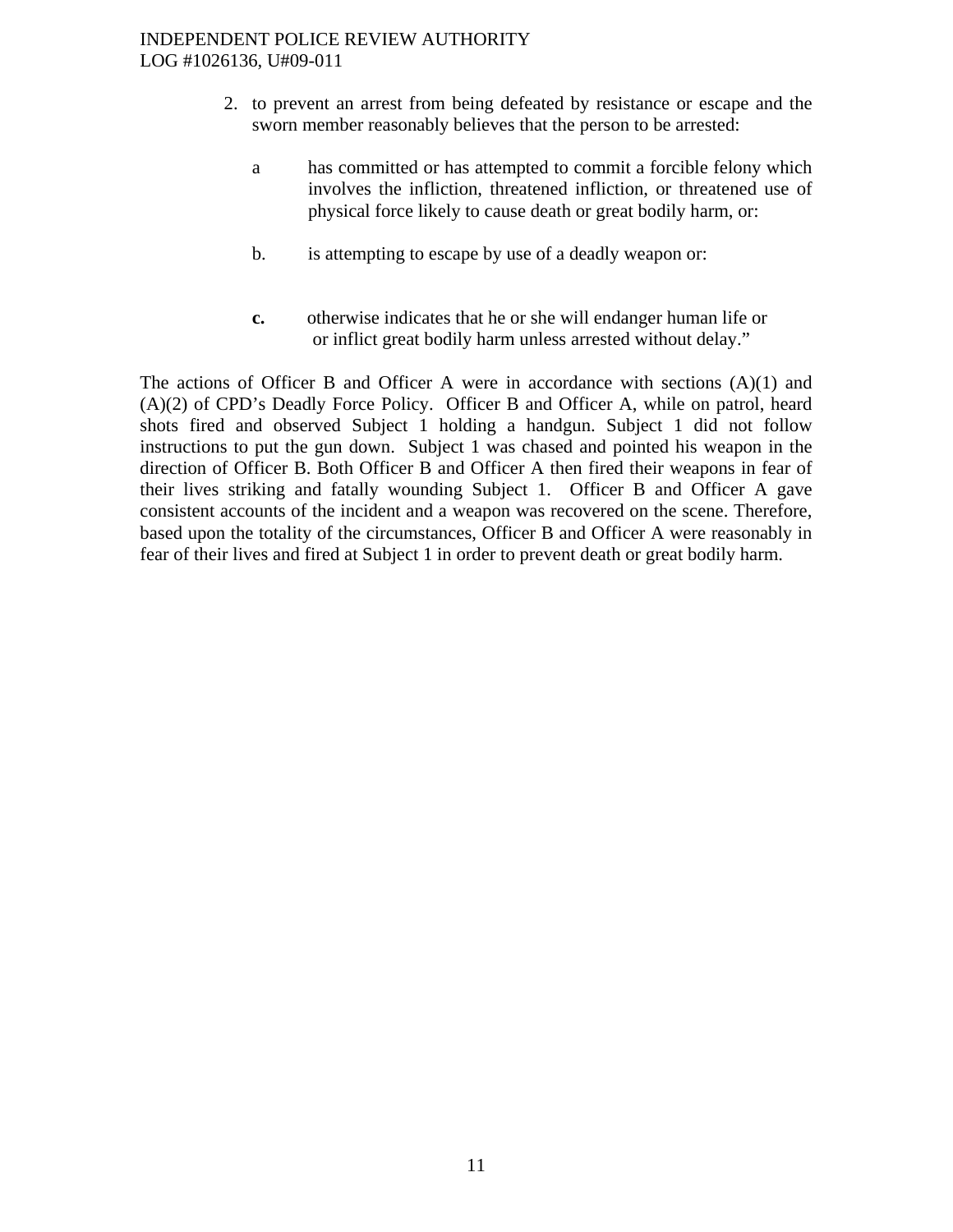2. to prevent an arrest from being defeated by resistance or escape and the sworn member reasonably believes that the person to be arrested:

   a   has committed or has attempted to commit a forcible felony which involves the infliction, threatened infliction, or threatened use of physical force likely to cause death or great bodily harm, or:

   b.   is attempting to escape by use of a deadly weapon or:

   **c.**   otherwise indicates that he or she will endanger human life or or inflict great bodily harm unless arrested without delay."

The actions of Officer B and Officer A were in accordance with sections (A)(1) and (A)(2) of CPD's Deadly Force Policy. Officer B and Officer A, while on patrol, heard shots fired and observed Subject 1 holding a handgun. Subject 1 did not follow instructions to put the gun down. Subject 1 was chased and pointed his weapon in the direction of Officer B. Both Officer B and Officer A then fired their weapons in fear of their lives striking and fatally wounding Subject 1. Officer B and Officer A gave consistent accounts of the incident and a weapon was recovered on the scene. Therefore, based upon the totality of the circumstances, Officer B and Officer A were reasonably in fear of their lives and fired at Subject 1 in order to prevent death or great bodily harm.